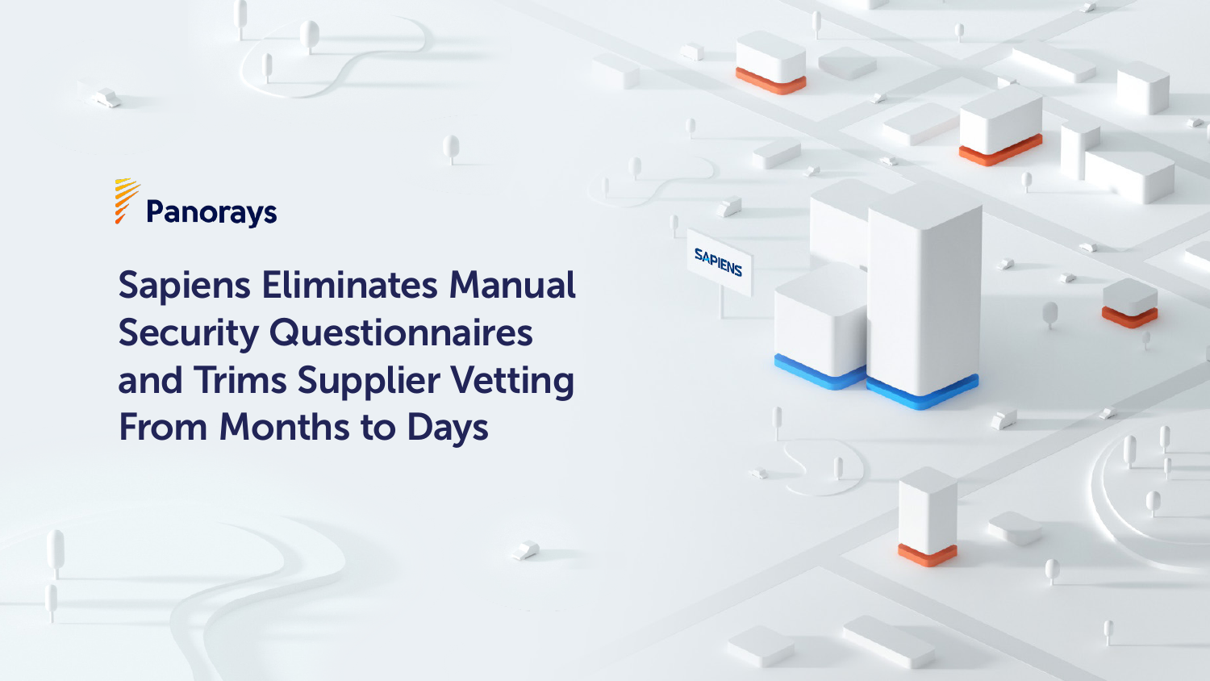Panorays

# Sapiens Eliminates Manual Security Questionnaires and Trims Supplier Vetting From Months to Days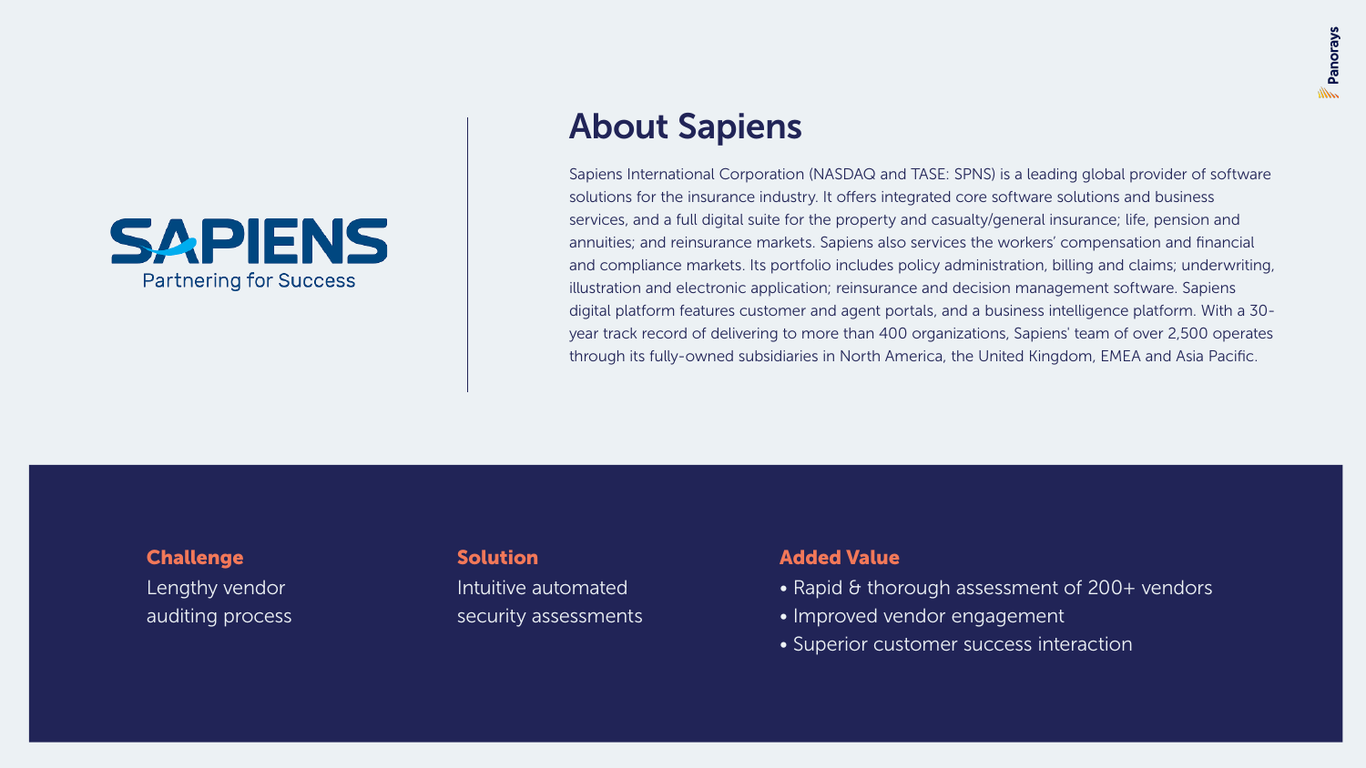SAPIENS

Partnering for Success

# About Sapiens

Sapiens International Corporation (NASDAQ and TASE: SPNS) is a leading global provider of software solutions for the insurance industry. It offers integrated core software solutions and business services, and a full digital suite for the property and casualty/general insurance; life, pension and annuities; and reinsurance markets. Sapiens also services the workers' compensation and financial and compliance markets. Its portfolio includes policy administration, billing and claims; underwriting, illustration and electronic application; reinsurance and decision management software. Sapiens digital platform features customer and agent portals, and a business intelligence platform. With a 30-year track record of delivering to more than 400 organizations, Sapiens' team of over 2,500 operates through its fully-owned subsidiaries in North America, the United Kingdom, EMEA and Asia Pacific.

**Challenge**

Lengthy vendor auditing process

**Solution**

Intuitive automated security assessments

**Added Value**

- Rapid & thorough assessment of 200+ vendors
- Improved vendor engagement
- Superior customer success interaction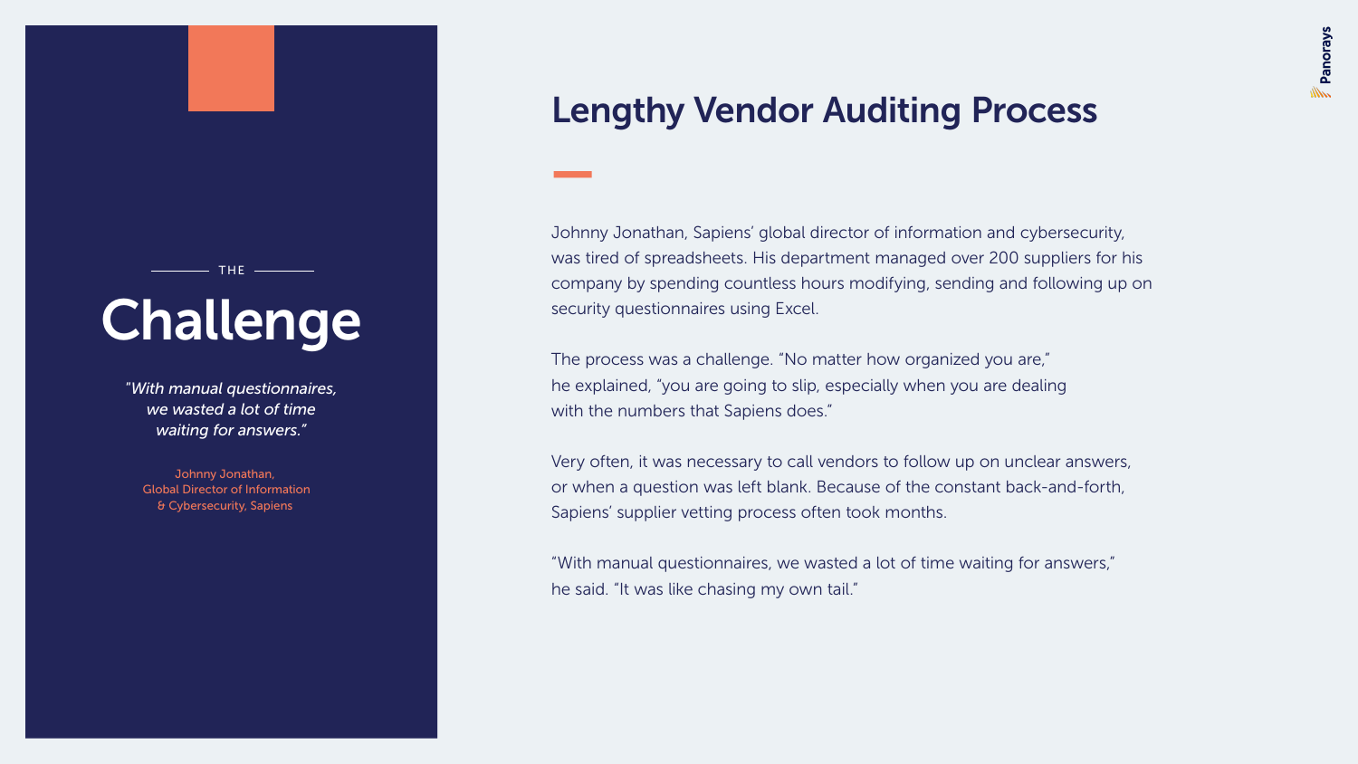THE

# Challenge

*"With manual questionnaires, we wasted a lot of time waiting for answers."*

Johnny Jonathan,
Global Director of Information & Cybersecurity, Sapiens

## Lengthy Vendor Auditing Process

Johnny Jonathan, Sapiens' global director of information and cybersecurity, was tired of spreadsheets. His department managed over 200 suppliers for his company by spending countless hours modifying, sending and following up on security questionnaires using Excel.

The process was a challenge. "No matter how organized you are," he explained, "you are going to slip, especially when you are dealing with the numbers that Sapiens does."

Very often, it was necessary to call vendors to follow up on unclear answers, or when a question was left blank. Because of the constant back-and-forth, Sapiens' supplier vetting process often took months.

"With manual questionnaires, we wasted a lot of time waiting for answers," he said. "It was like chasing my own tail."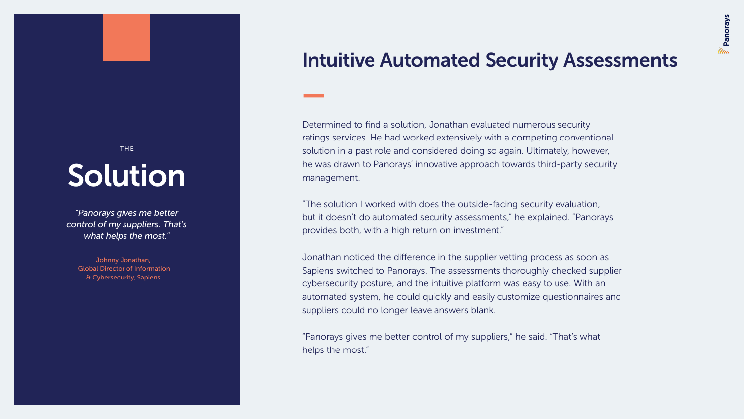THE

# Solution

*"Panorays gives me better control of my suppliers. That's what helps the most."*

Johnny Jonathan,
Global Director of Information & Cybersecurity, Sapiens

## Intuitive Automated Security Assessments

Determined to find a solution, Jonathan evaluated numerous security ratings services. He had worked extensively with a competing conventional solution in a past role and considered doing so again. Ultimately, however, he was drawn to Panorays' innovative approach towards third-party security management.

"The solution I worked with does the outside-facing security evaluation, but it doesn't do automated security assessments," he explained. "Panorays provides both, with a high return on investment."

Jonathan noticed the difference in the supplier vetting process as soon as Sapiens switched to Panorays. The assessments thoroughly checked supplier cybersecurity posture, and the intuitive platform was easy to use. With an automated system, he could quickly and easily customize questionnaires and suppliers could no longer leave answers blank.

"Panorays gives me better control of my suppliers," he said. "That's what helps the most."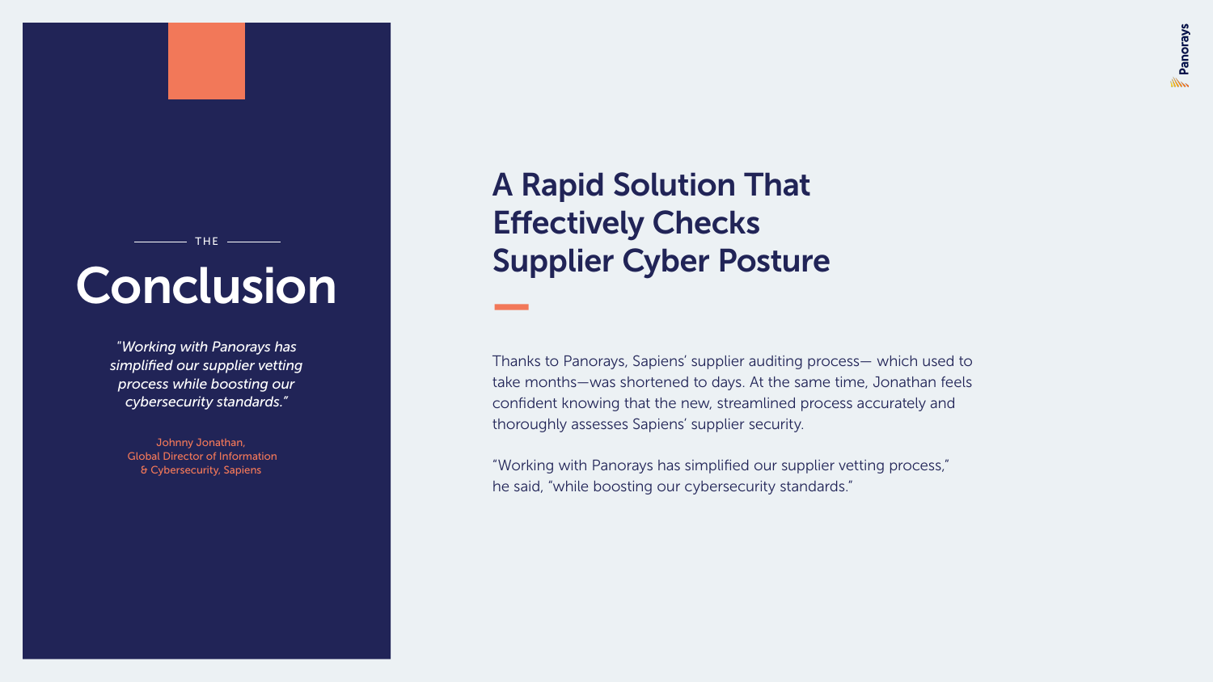THE

# Conclusion

*"Working with Panorays has simplified our supplier vetting process while boosting our cybersecurity standards."*

Johnny Jonathan,
Global Director of Information & Cybersecurity, Sapiens

## A Rapid Solution That Effectively Checks Supplier Cyber Posture

Thanks to Panorays, Sapiens' supplier auditing process— which used to take months—was shortened to days. At the same time, Jonathan feels confident knowing that the new, streamlined process accurately and thoroughly assesses Sapiens' supplier security.

"Working with Panorays has simplified our supplier vetting process," he said, "while boosting our cybersecurity standards."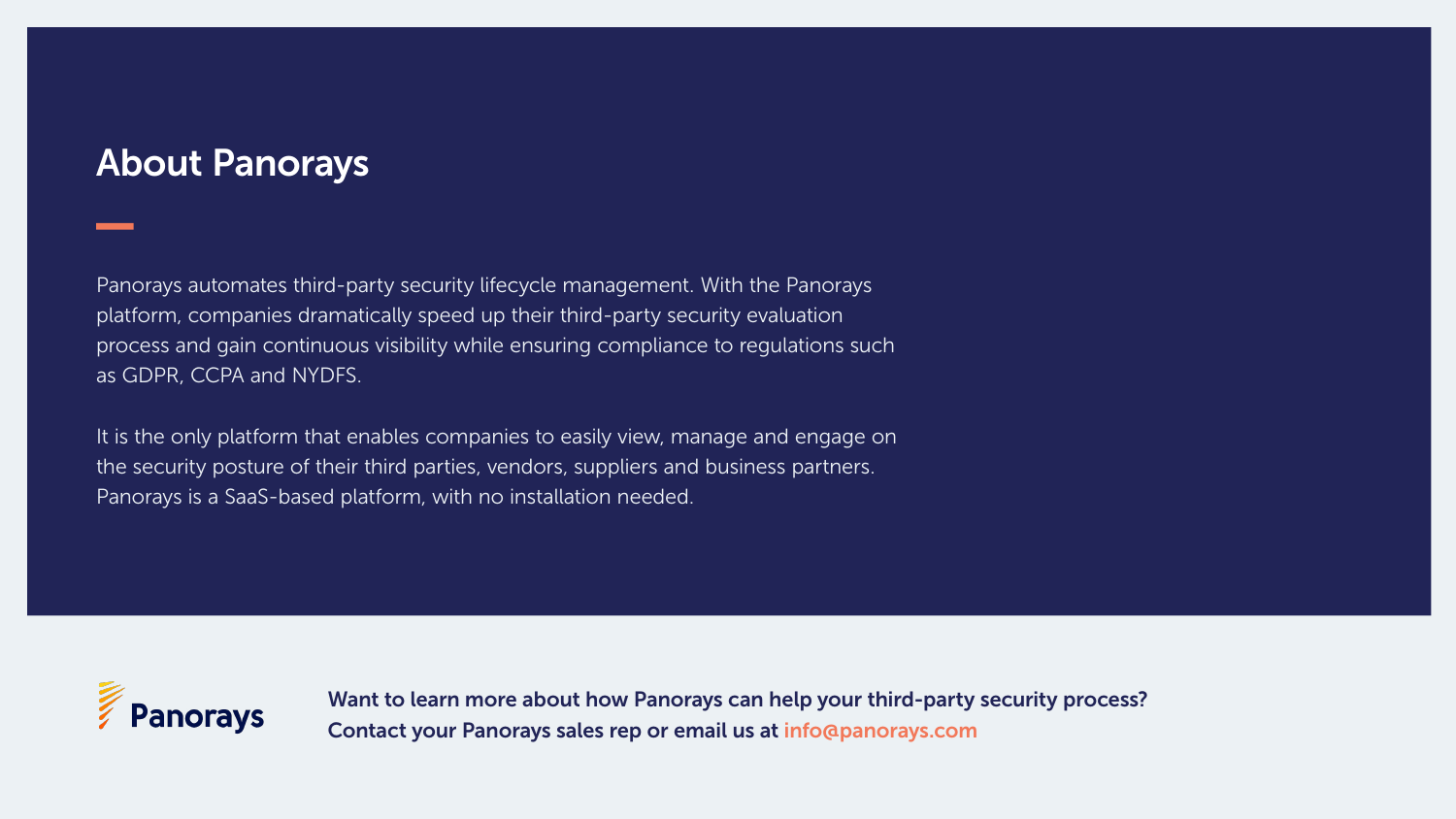## About Panorays

Panorays automates third-party security lifecycle management. With the Panorays platform, companies dramatically speed up their third-party security evaluation process and gain continuous visibility while ensuring compliance to regulations such as GDPR, CCPA and NYDFS.

It is the only platform that enables companies to easily view, manage and engage on the security posture of their third parties, vendors, suppliers and business partners. Panorays is a SaaS-based platform, with no installation needed.

Panorays

**Want to learn more about how Panorays can help your third-party security process? Contact your Panorays sales rep or email us at info@panorays.com**